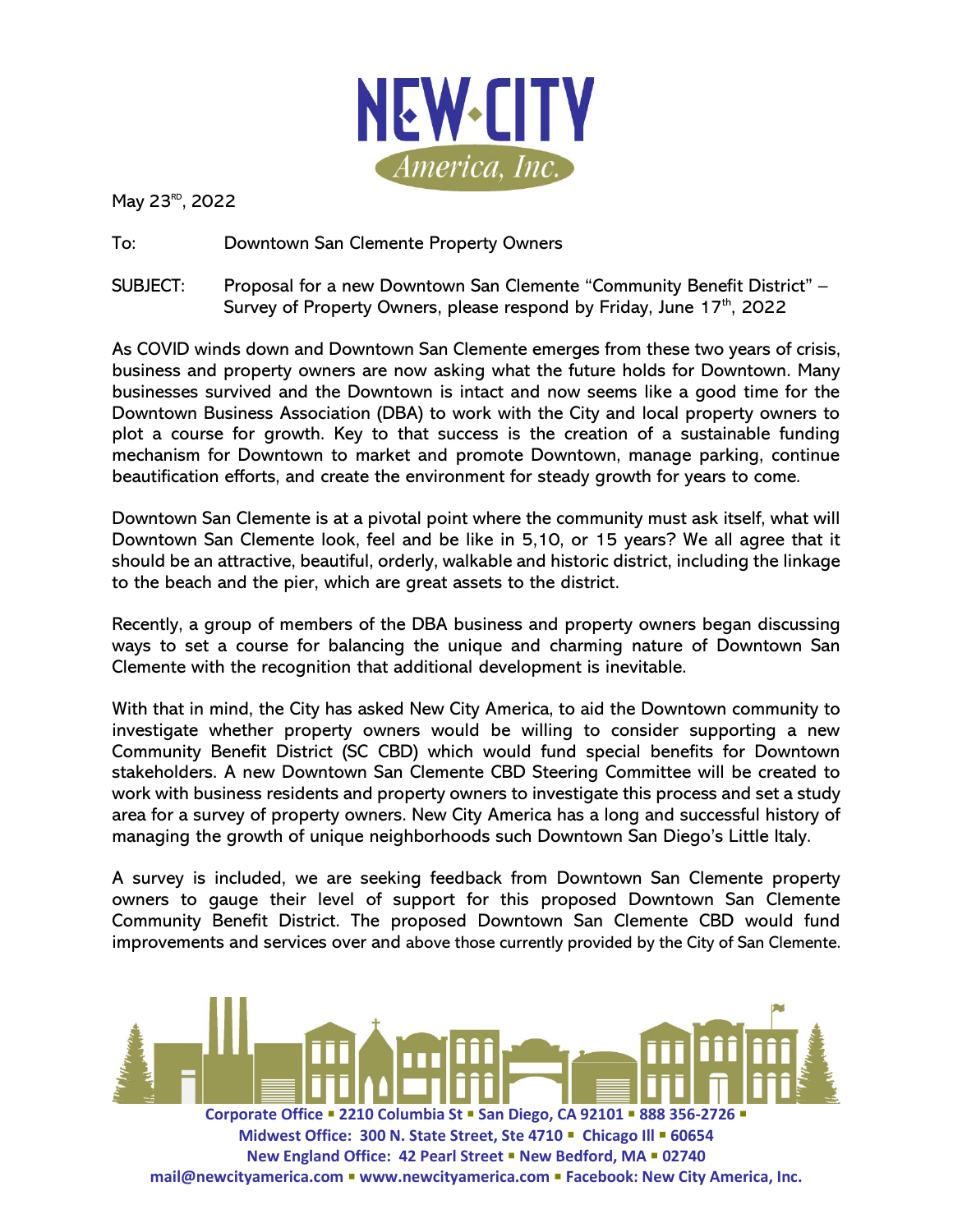May 23RD, 2022

To: Downtown San Clemente Property Owners

SUBJECT: Proposal for a new Downtown San Clemente "Community Benefit District" – Survey of Property Owners, please respond by Friday, June 17th, 2022

As COVID winds down and Downtown San Clemente emerges from these two years of crisis, business and property owners are now asking what the future holds for Downtown. Many businesses survived and the Downtown is intact and now seems like a good time for the Downtown Business Association (DBA) to work with the City and local property owners to plot a course for growth. Key to that success is the creation of a sustainable funding mechanism for Downtown to market and promote Downtown, manage parking, continue beautification efforts, and create the environment for steady growth for years to come.

Downtown San Clemente is at a pivotal point where the community must ask itself, what will Downtown San Clemente look, feel and be like in 5,10, or 15 years? We all agree that it should be an attractive, beautiful, orderly, walkable and historic district, including the linkage to the beach and the pier, which are great assets to the district.

Recently, a group of members of the DBA business and property owners began discussing ways to set a course for balancing the unique and charming nature of Downtown San Clemente with the recognition that additional development is inevitable.

With that in mind, the City has asked New City America, to aid the Downtown community to investigate whether property owners would be willing to consider supporting a new Community Benefit District (SC CBD) which would fund special benefits for Downtown stakeholders. A new Downtown San Clemente CBD Steering Committee will be created to work with business residents and property owners to investigate this process and set a study area for a survey of property owners. New City America has a long and successful history of managing the growth of unique neighborhoods such Downtown San Diego's Little Italy.

A survey is included, we are seeking feedback from Downtown San Clemente property owners to gauge their level of support for this proposed Downtown San Clemente Community Benefit District. The proposed Downtown San Clemente CBD would fund improvements and services over and above those currently provided by the City of San Clemente.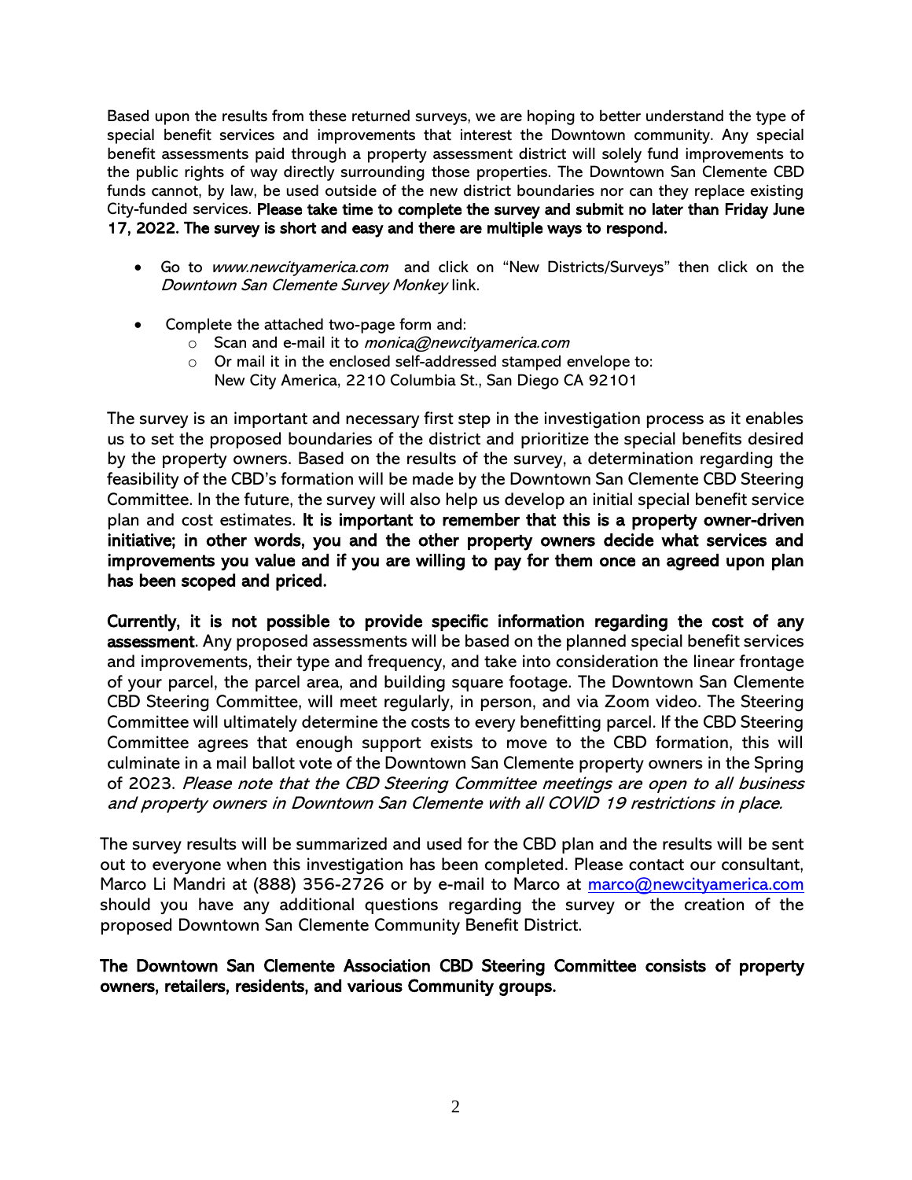Based upon the results from these returned surveys, we are hoping to better understand the type of special benefit services and improvements that interest the Downtown community. Any special benefit assessments paid through a property assessment district will solely fund improvements to the public rights of way directly surrounding those properties. The Downtown San Clemente CBD funds cannot, by law, be used outside of the new district boundaries nor can they replace existing City-funded services. **Please take time to complete the survey and submit no later than Friday June 17, 2022. The survey is short and easy and there are multiple ways to respond.**

- Go to *www.newcityamerica.com* and click on "New Districts/Surveys" then click on the *Downtown San Clemente Survey Monkey* link.
- Complete the attached two-page form and:
  - Scan and e-mail it to *monica@newcityamerica.com*
  - Or mail it in the enclosed self-addressed stamped envelope to: New City America, 2210 Columbia St., San Diego CA 92101

The survey is an important and necessary first step in the investigation process as it enables us to set the proposed boundaries of the district and prioritize the special benefits desired by the property owners. Based on the results of the survey, a determination regarding the feasibility of the CBD's formation will be made by the Downtown San Clemente CBD Steering Committee. In the future, the survey will also help us develop an initial special benefit service plan and cost estimates. **It is important to remember that this is a property owner-driven initiative; in other words, you and the other property owners decide what services and improvements you value and if you are willing to pay for them once an agreed upon plan has been scoped and priced.**

**Currently, it is not possible to provide specific information regarding the cost of any assessment**. Any proposed assessments will be based on the planned special benefit services and improvements, their type and frequency, and take into consideration the linear frontage of your parcel, the parcel area, and building square footage. The Downtown San Clemente CBD Steering Committee, will meet regularly, in person, and via Zoom video. The Steering Committee will ultimately determine the costs to every benefitting parcel. If the CBD Steering Committee agrees that enough support exists to move to the CBD formation, this will culminate in a mail ballot vote of the Downtown San Clemente property owners in the Spring of 2023. *Please note that the CBD Steering Committee meetings are open to all business and property owners in Downtown San Clemente with all COVID 19 restrictions in place.*

The survey results will be summarized and used for the CBD plan and the results will be sent out to everyone when this investigation has been completed. Please contact our consultant, Marco Li Mandri at (888) 356-2726 or by e-mail to Marco at marco@newcityamerica.com should you have any additional questions regarding the survey or the creation of the proposed Downtown San Clemente Community Benefit District.

**The Downtown San Clemente Association CBD Steering Committee consists of property owners, retailers, residents, and various Community groups.**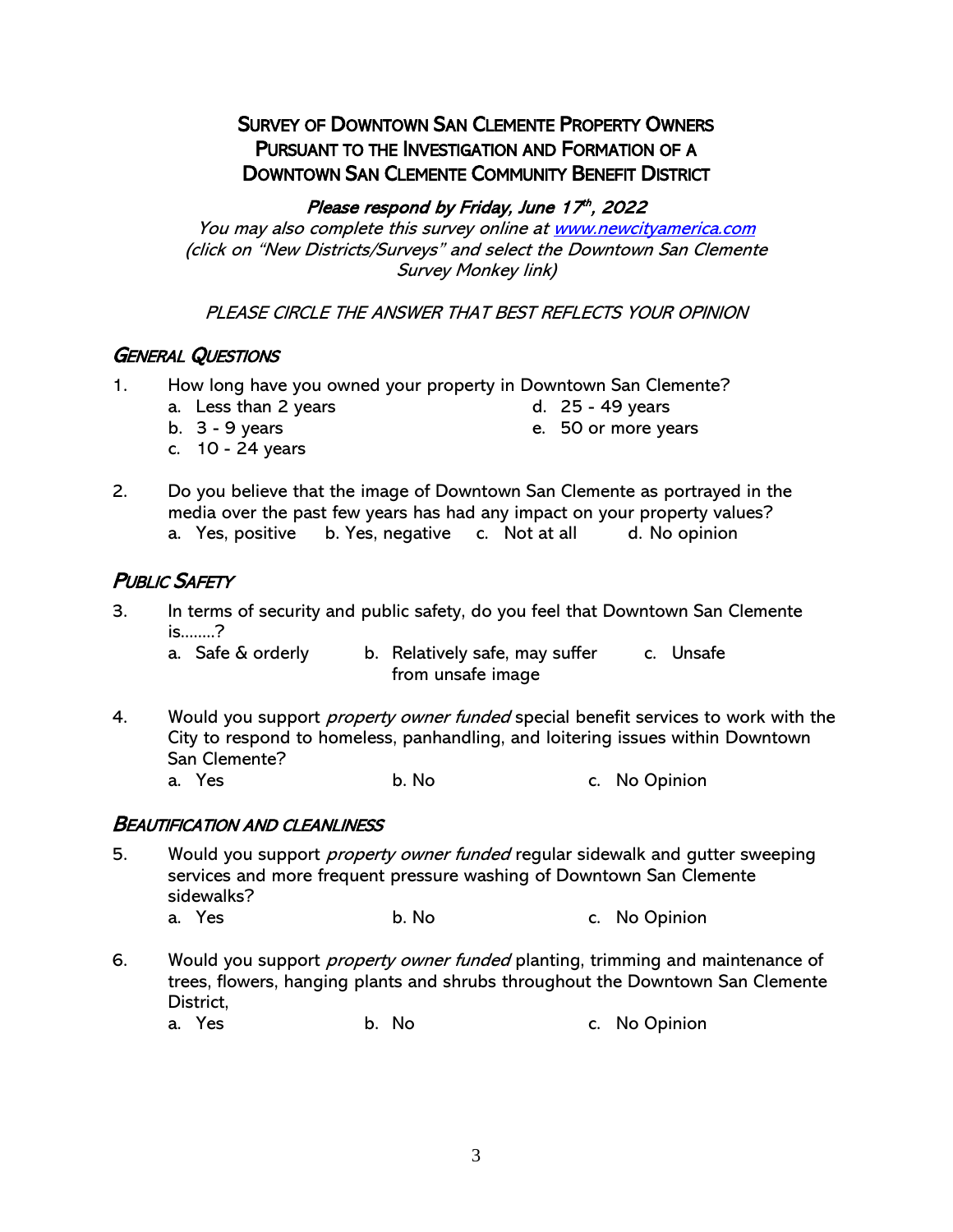## Survey of Downtown San Clemente Property Owners Pursuant to the Investigation and Formation of a Downtown San Clemente Community Benefit District

***Please respond by Friday, June 17th, 2022***

*You may also complete this survey online at [www.newcityamerica.com](www.newcityamerica.com) (click on "New Districts/Surveys" and select the Downtown San Clemente Survey Monkey link)*

*PLEASE CIRCLE THE ANSWER THAT BEST REFLECTS YOUR OPINION*

### *General Questions*

1. How long have you owned your property in Downtown San Clemente?
   a. Less than 2 years
   b. 3 - 9 years
   c. 10 - 24 years
   d. 25 - 49 years
   e. 50 or more years

2. Do you believe that the image of Downtown San Clemente as portrayed in the media over the past few years has had any impact on your property values?
   a. Yes, positive    b. Yes, negative    c. Not at all    d. No opinion

### *Public Safety*

3. In terms of security and public safety, do you feel that Downtown San Clemente is........?
   a. Safe & orderly    b. Relatively safe, may suffer from unsafe image    c. Unsafe

4. Would you support *property owner funded* special benefit services to work with the City to respond to homeless, panhandling, and loitering issues within Downtown San Clemente?
   a. Yes    b. No    c. No Opinion

### *Beautification and Cleanliness*

5. Would you support *property owner funded* regular sidewalk and gutter sweeping services and more frequent pressure washing of Downtown San Clemente sidewalks?
   a. Yes    b. No    c. No Opinion

6. Would you support *property owner funded* planting, trimming and maintenance of trees, flowers, hanging plants and shrubs throughout the Downtown San Clemente District,
   a. Yes    b. No    c. No Opinion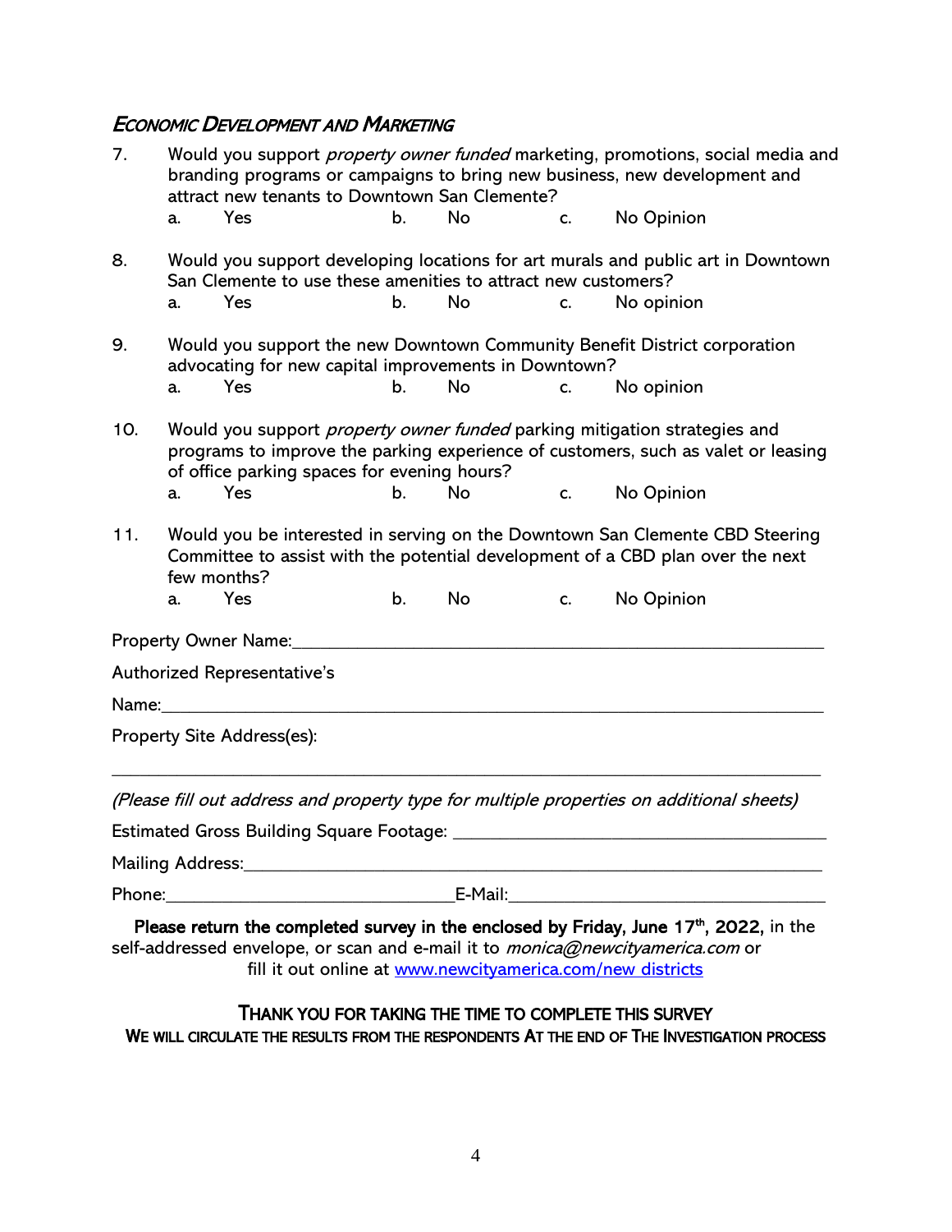## *Economic Development and Marketing*

7. Would you support *property owner funded* marketing, promotions, social media and branding programs or campaigns to bring new business, new development and attract new tenants to Downtown San Clemente?
   a. Yes  b. No  c. No Opinion

8. Would you support developing locations for art murals and public art in Downtown San Clemente to use these amenities to attract new customers?
   a. Yes  b. No  c. No opinion

9. Would you support the new Downtown Community Benefit District corporation advocating for new capital improvements in Downtown?
   a. Yes  b. No  c. No opinion

10. Would you support *property owner funded* parking mitigation strategies and programs to improve the parking experience of customers, such as valet or leasing of office parking spaces for evening hours?
    a. Yes  b. No  c. No Opinion

11. Would you be interested in serving on the Downtown San Clemente CBD Steering Committee to assist with the potential development of a CBD plan over the next few months?
    a. Yes  b. No  c. No Opinion

Property Owner Name:______________________________________________________

Authorized Representative's

Name:_______________________________________________________________

Property Site Address(es):

_________________________________________________________________

*(Please fill out address and property type for multiple properties on additional sheets)*

Estimated Gross Building Square Footage: ___________________________________

Mailing Address:_________________________________________________________

Phone:__________________________E-Mail:____________________________

**Please return the completed survey in the enclosed by Friday, June 17th, 2022,** in the self-addressed envelope, or scan and e-mail it to *monica@newcityamerica.com* or fill it out online at www.newcityamerica.com/new districts

**THANK YOU FOR TAKING THE TIME TO COMPLETE THIS SURVEY**

**WE WILL CIRCULATE THE RESULTS FROM THE RESPONDENTS AT THE END OF THE INVESTIGATION PROCESS**